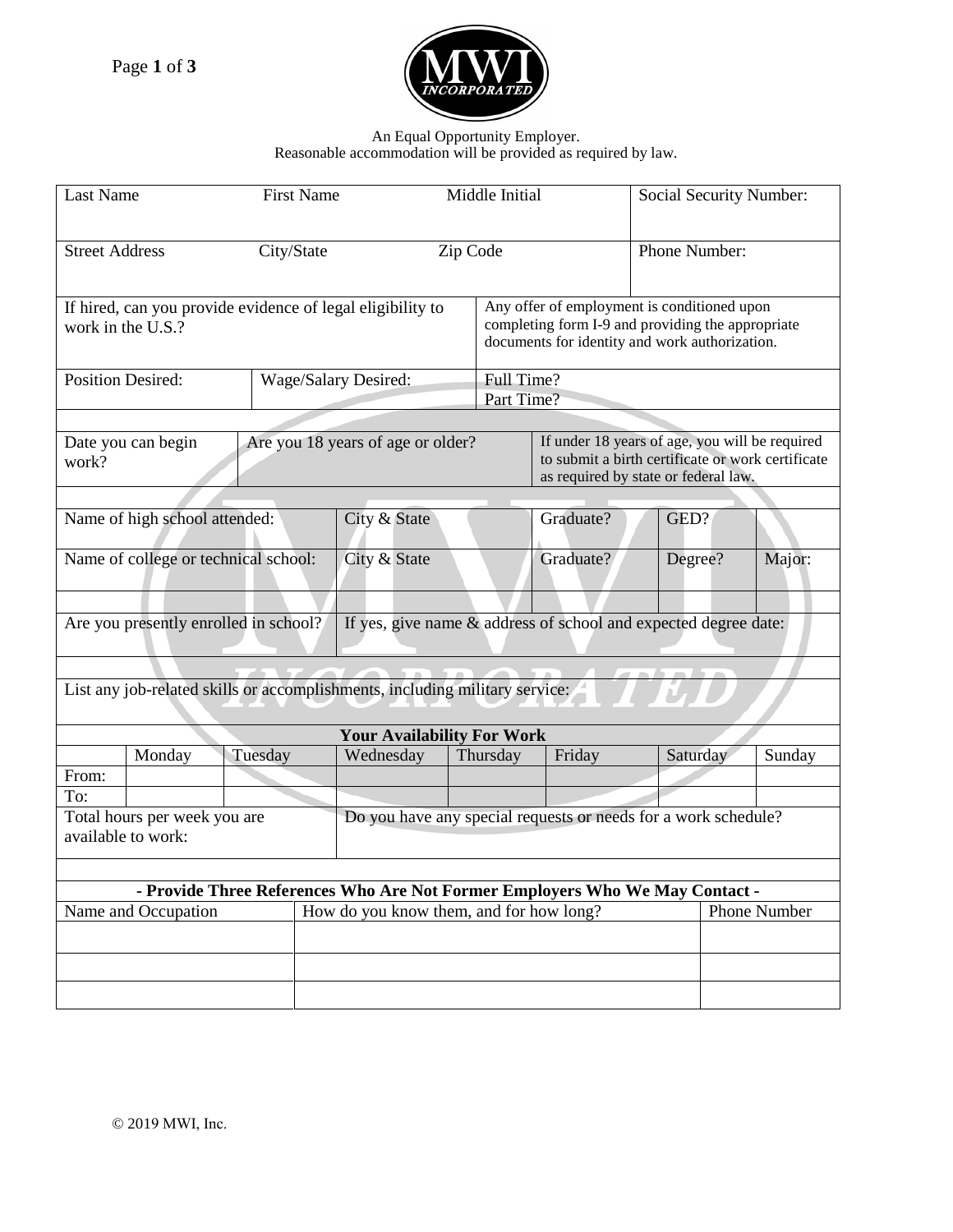An Equal Opportunity Employer.
Reasonable accommodation will be provided as required by law.

| Last Name | First Name | Middle Initial | Social Security Number: |
|---|---|---|---|
| Street Address | City/State | Zip Code | Phone Number: |

| If hired, can you provide evidence of legal eligibility to work in the U.S.? | Any offer of employment is conditioned upon completing form I-9 and providing the appropriate documents for identity and work authorization. |
|---|---|

| Position Desired: | Wage/Salary Desired: | Full Time? Part Time? |
|---|---|---|

| Date you can begin work? | Are you 18 years of age or older? | If under 18 years of age, you will be required to submit a birth certificate or work certificate as required by state or federal law. |
|---|---|---|

| Name of high school attended: | City & State | Graduate? | GED? | |
|---|---|---|---|---|
| Name of college or technical school: | City & State | Graduate? | Degree? | Major: |
| | | | | |

| Are you presently enrolled in school? | If yes, give name & address of school and expected degree date: |
|---|---|

List any job-related skills or accomplishments, including military service:

**Your Availability For Work**

| | Monday | Tuesday | Wednesday | Thursday | Friday | Saturday | Sunday |
|---|---|---|---|---|---|---|---|
| From: | | | | | | | |
| To: | | | | | | | |

| Total hours per week you are available to work: | Do you have any special requests or needs for a work schedule? |
|---|---|

**- Provide Three References Who Are Not Former Employers Who We May Contact -**

| Name and Occupation | How do you know them, and for how long? | Phone Number |
|---|---|---|
| | | |
| | | |
| | | |

© 2019 MWI, Inc.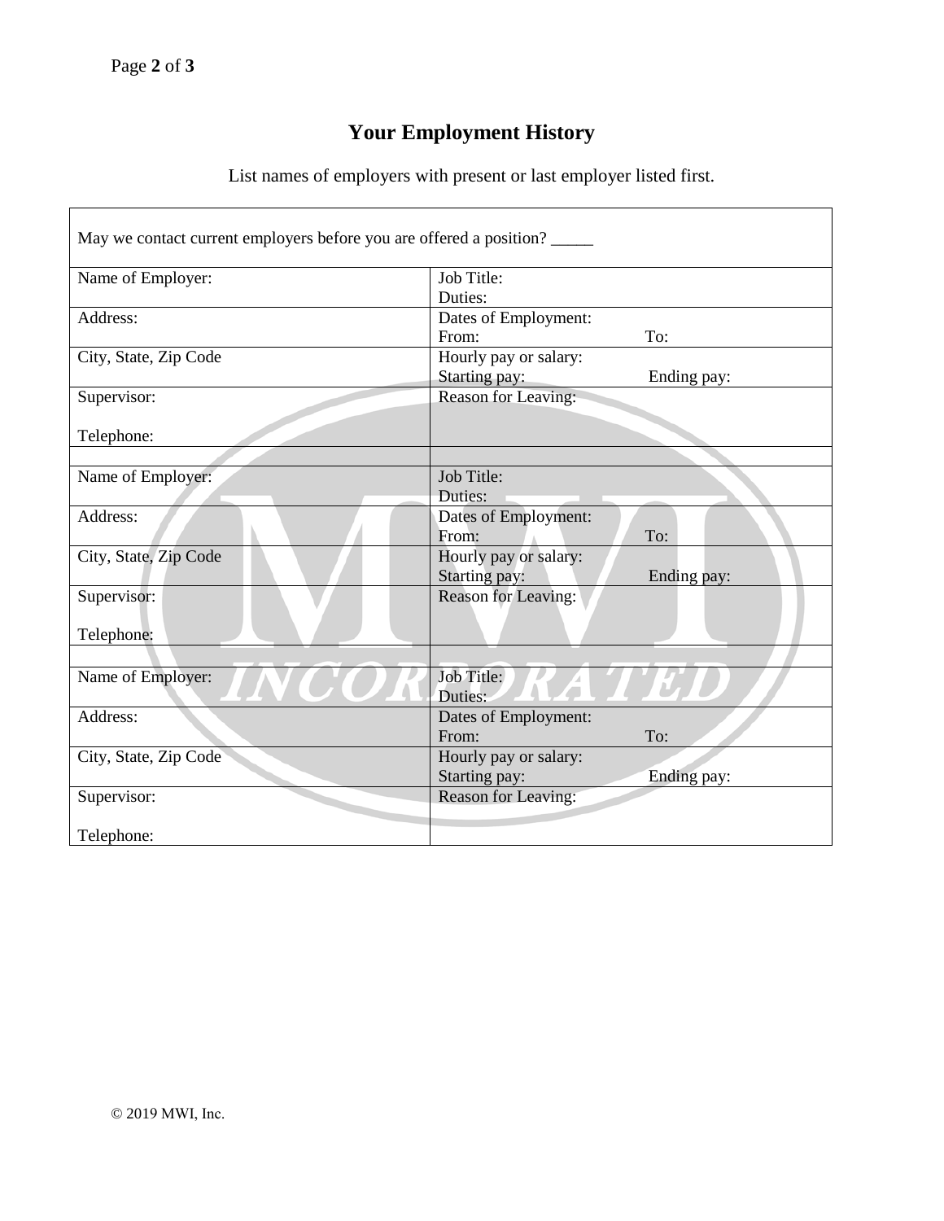# Your Employment History

List names of employers with present or last employer listed first.

| May we contact current employers before you are offered a position? _____ | |
|---|---|
| Name of Employer: | Job Title:<br>Duties: |
| Address: | Dates of Employment:<br>From: To: |
| City, State, Zip Code | Hourly pay or salary:<br>Starting pay: Ending pay: |
| Supervisor:<br><br>Telephone: | Reason for Leaving: |
| | |
| Name of Employer: | Job Title:<br>Duties: |
| Address: | Dates of Employment:<br>From: To: |
| City, State, Zip Code | Hourly pay or salary:<br>Starting pay: Ending pay: |
| Supervisor:<br><br>Telephone: | Reason for Leaving: |
| | |
| Name of Employer: | Job Title:<br>Duties: |
| Address: | Dates of Employment:<br>From: To: |
| City, State, Zip Code | Hourly pay or salary:<br>Starting pay: Ending pay: |
| Supervisor:<br><br>Telephone: | Reason for Leaving: |

© 2019 MWI, Inc.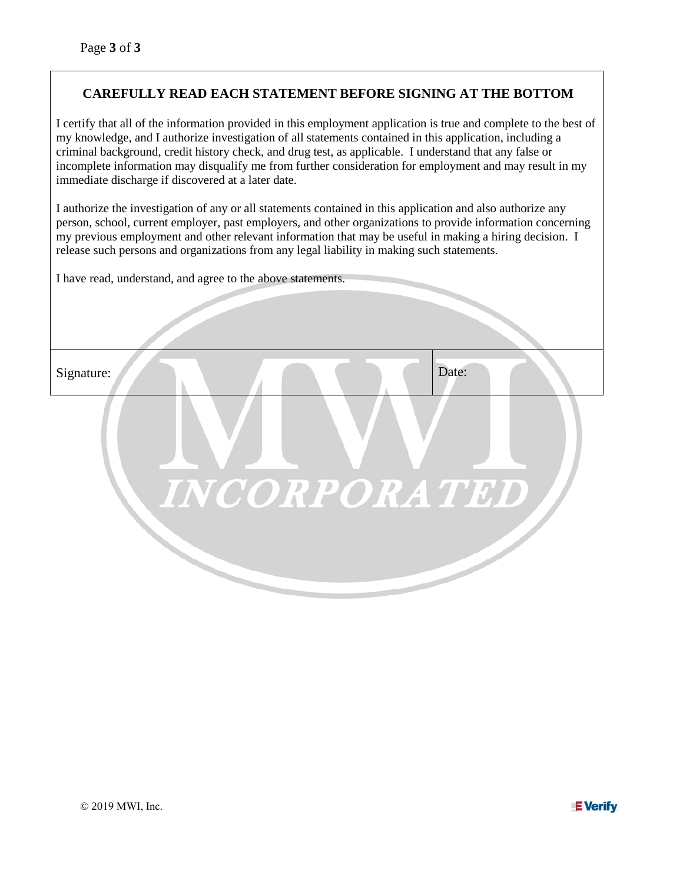## CAREFULLY READ EACH STATEMENT BEFORE SIGNING AT THE BOTTOM

I certify that all of the information provided in this employment application is true and complete to the best of my knowledge, and I authorize investigation of all statements contained in this application, including a criminal background, credit history check, and drug test, as applicable. I understand that any false or incomplete information may disqualify me from further consideration for employment and may result in my immediate discharge if discovered at a later date.

I authorize the investigation of any or all statements contained in this application and also authorize any person, school, current employer, past employers, and other organizations to provide information concerning my previous employment and other relevant information that may be useful in making a hiring decision. I release such persons and organizations from any legal liability in making such statements.

I have read, understand, and agree to the above statements.

| | |
|---|---|
| Signature: | Date: |

© 2019 MWI, Inc.